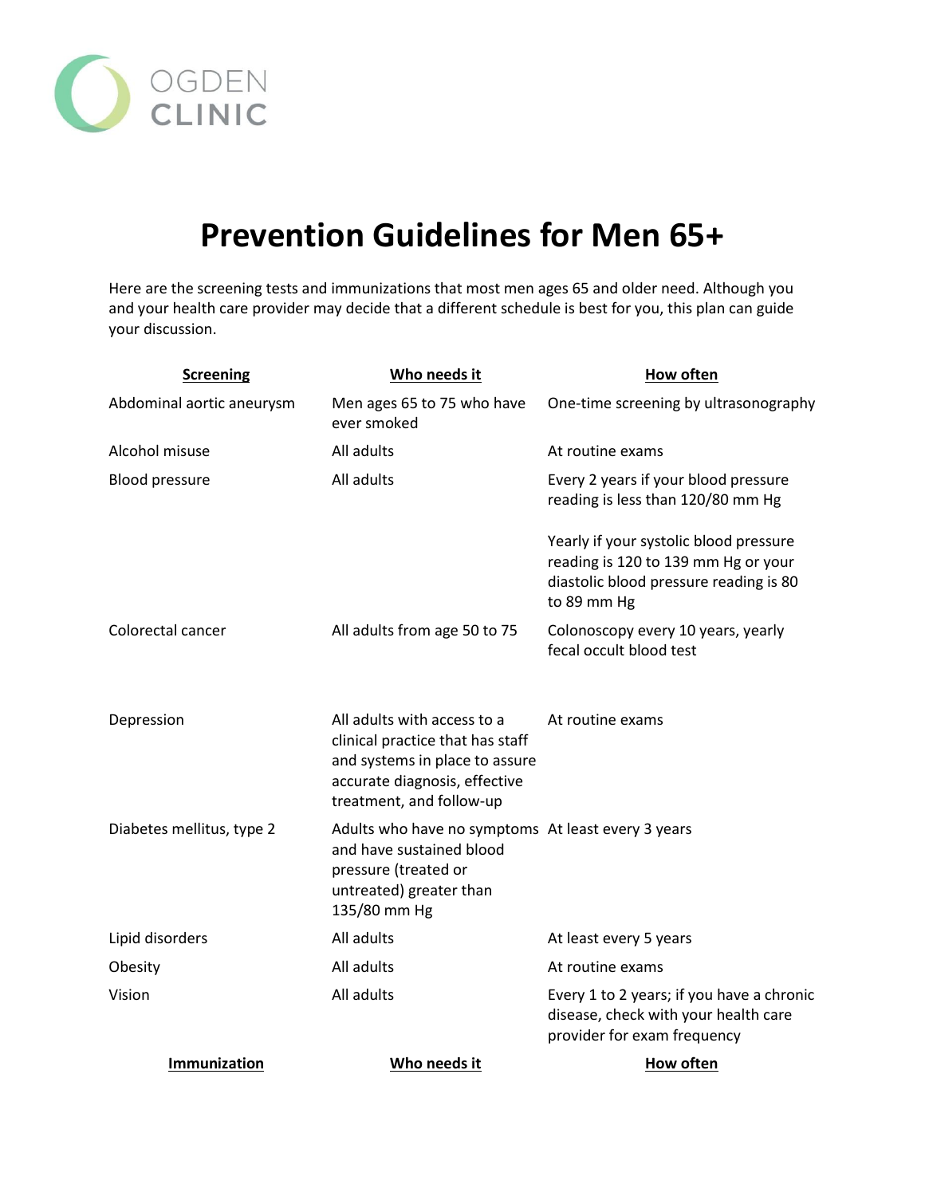OGDEN CLINIC

# Prevention Guidelines for Men 65+

Here are the screening tests and immunizations that most men ages 65 and older need. Although you and your health care provider may decide that a different schedule is best for you, this plan can guide your discussion.

| Screening | Who needs it | How often |
|---|---|---|
| Abdominal aortic aneurysm | Men ages 65 to 75 who have ever smoked | One-time screening by ultrasonography |
| Alcohol misuse | All adults | At routine exams |
| Blood pressure | All adults | Every 2 years if your blood pressure reading is less than 120/80 mm Hg<br><br>Yearly if your systolic blood pressure reading is 120 to 139 mm Hg or your diastolic blood pressure reading is 80 to 89 mm Hg |
| Colorectal cancer | All adults from age 50 to 75 | Colonoscopy every 10 years, yearly fecal occult blood test |
| Depression | All adults with access to a clinical practice that has staff and systems in place to assure accurate diagnosis, effective treatment, and follow-up | At routine exams |
| Diabetes mellitus, type 2 | Adults who have no symptoms and have sustained blood pressure (treated or untreated) greater than 135/80 mm Hg | At least every 3 years |
| Lipid disorders | All adults | At least every 5 years |
| Obesity | All adults | At routine exams |
| Vision | All adults | Every 1 to 2 years; if you have a chronic disease, check with your health care provider for exam frequency |

| Immunization | Who needs it | How often |
|---|---|---|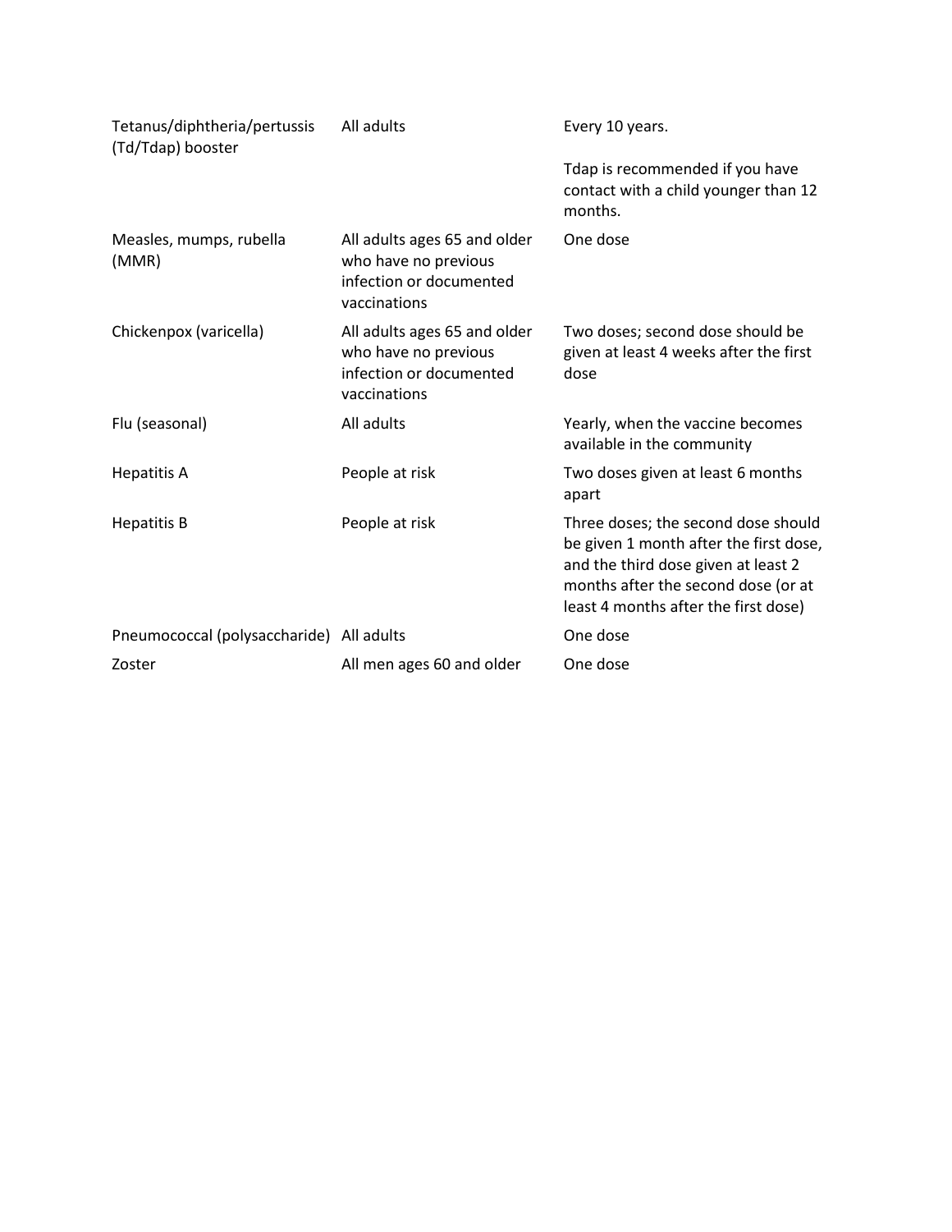| | | |
|---|---|---|
| Tetanus/diphtheria/pertussis (Td/Tdap) booster | All adults | Every 10 years.<br><br>Tdap is recommended if you have contact with a child younger than 12 months. |
| Measles, mumps, rubella (MMR) | All adults ages 65 and older who have no previous infection or documented vaccinations | One dose |
| Chickenpox (varicella) | All adults ages 65 and older who have no previous infection or documented vaccinations | Two doses; second dose should be given at least 4 weeks after the first dose |
| Flu (seasonal) | All adults | Yearly, when the vaccine becomes available in the community |
| Hepatitis A | People at risk | Two doses given at least 6 months apart |
| Hepatitis B | People at risk | Three doses; the second dose should be given 1 month after the first dose, and the third dose given at least 2 months after the second dose (or at least 4 months after the first dose) |
| Pneumococcal (polysaccharide) | All adults | One dose |
| Zoster | All men ages 60 and older | One dose |